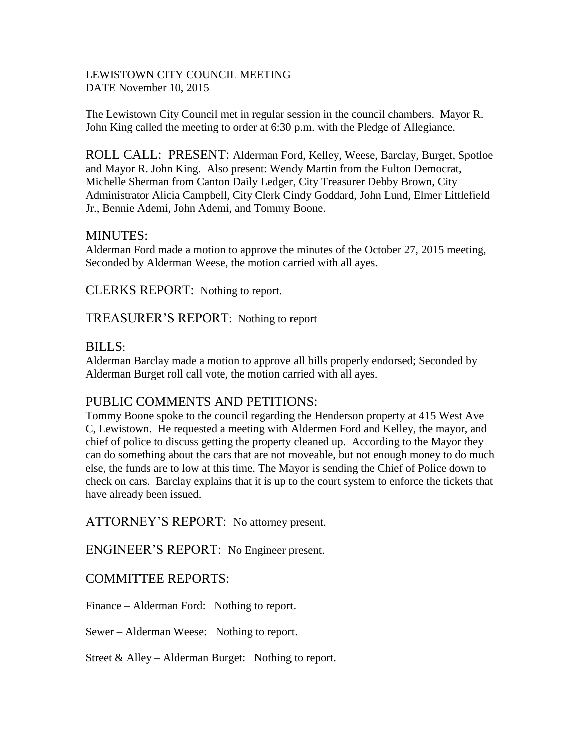LEWISTOWN CITY COUNCIL MEETING
DATE November 10, 2015

The Lewistown City Council met in regular session in the council chambers. Mayor R. John King called the meeting to order at 6:30 p.m. with the Pledge of Allegiance.

ROLL CALL: PRESENT: Alderman Ford, Kelley, Weese, Barclay, Burget, Spotloe and Mayor R. John King. Also present: Wendy Martin from the Fulton Democrat, Michelle Sherman from Canton Daily Ledger, City Treasurer Debby Brown, City Administrator Alicia Campbell, City Clerk Cindy Goddard, John Lund, Elmer Littlefield Jr., Bennie Ademi, John Ademi, and Tommy Boone.

## MINUTES:

Alderman Ford made a motion to approve the minutes of the October 27, 2015 meeting, Seconded by Alderman Weese, the motion carried with all ayes.

CLERKS REPORT: Nothing to report.

TREASURER'S REPORT: Nothing to report

## BILLS:

Alderman Barclay made a motion to approve all bills properly endorsed; Seconded by Alderman Burget roll call vote, the motion carried with all ayes.

## PUBLIC COMMENTS AND PETITIONS:

Tommy Boone spoke to the council regarding the Henderson property at 415 West Ave C, Lewistown. He requested a meeting with Aldermen Ford and Kelley, the mayor, and chief of police to discuss getting the property cleaned up. According to the Mayor they can do something about the cars that are not moveable, but not enough money to do much else, the funds are to low at this time. The Mayor is sending the Chief of Police down to check on cars. Barclay explains that it is up to the court system to enforce the tickets that have already been issued.

ATTORNEY'S REPORT: No attorney present.

ENGINEER'S REPORT: No Engineer present.

## COMMITTEE REPORTS:

Finance – Alderman Ford: Nothing to report.

Sewer – Alderman Weese: Nothing to report.

Street & Alley – Alderman Burget: Nothing to report.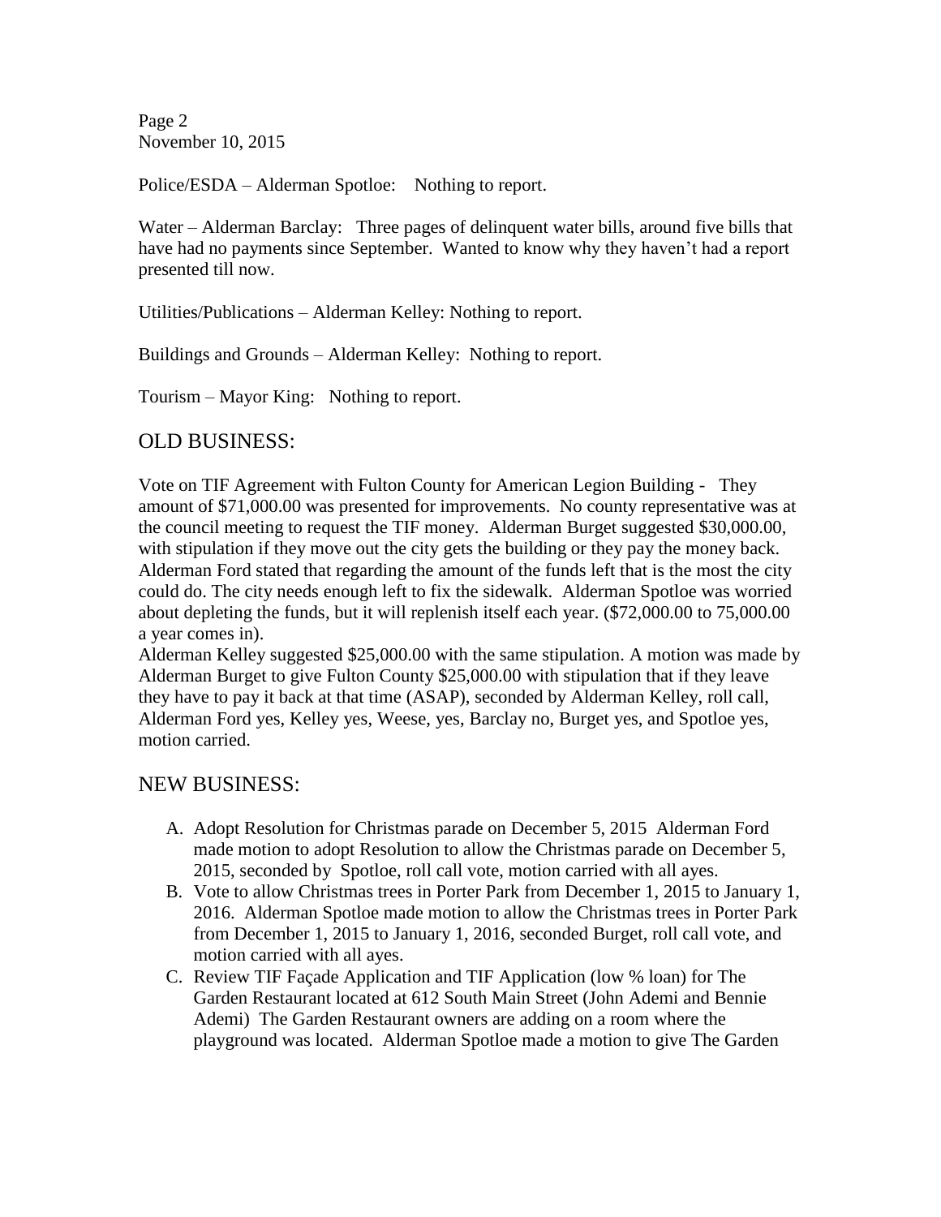Police/ESDA – Alderman Spotloe: Nothing to report.

Water – Alderman Barclay: Three pages of delinquent water bills, around five bills that have had no payments since September. Wanted to know why they haven't had a report presented till now.

Utilities/Publications – Alderman Kelley: Nothing to report.

Buildings and Grounds – Alderman Kelley: Nothing to report.

Tourism – Mayor King: Nothing to report.

## OLD BUSINESS:

Vote on TIF Agreement with Fulton County for American Legion Building - They amount of $71,000.00 was presented for improvements. No county representative was at the council meeting to request the TIF money. Alderman Burget suggested $30,000.00, with stipulation if they move out the city gets the building or they pay the money back. Alderman Ford stated that regarding the amount of the funds left that is the most the city could do. The city needs enough left to fix the sidewalk. Alderman Spotloe was worried about depleting the funds, but it will replenish itself each year. ($72,000.00 to 75,000.00 a year comes in).
Alderman Kelley suggested $25,000.00 with the same stipulation. A motion was made by Alderman Burget to give Fulton County $25,000.00 with stipulation that if they leave they have to pay it back at that time (ASAP), seconded by Alderman Kelley, roll call, Alderman Ford yes, Kelley yes, Weese, yes, Barclay no, Burget yes, and Spotloe yes, motion carried.

## NEW BUSINESS:

A. Adopt Resolution for Christmas parade on December 5, 2015 Alderman Ford made motion to adopt Resolution to allow the Christmas parade on December 5, 2015, seconded by Spotloe, roll call vote, motion carried with all ayes.
B. Vote to allow Christmas trees in Porter Park from December 1, 2015 to January 1, 2016. Alderman Spotloe made motion to allow the Christmas trees in Porter Park from December 1, 2015 to January 1, 2016, seconded Burget, roll call vote, and motion carried with all ayes.
C. Review TIF Façade Application and TIF Application (low % loan) for The Garden Restaurant located at 612 South Main Street (John Ademi and Bennie Ademi) The Garden Restaurant owners are adding on a room where the playground was located. Alderman Spotloe made a motion to give The Garden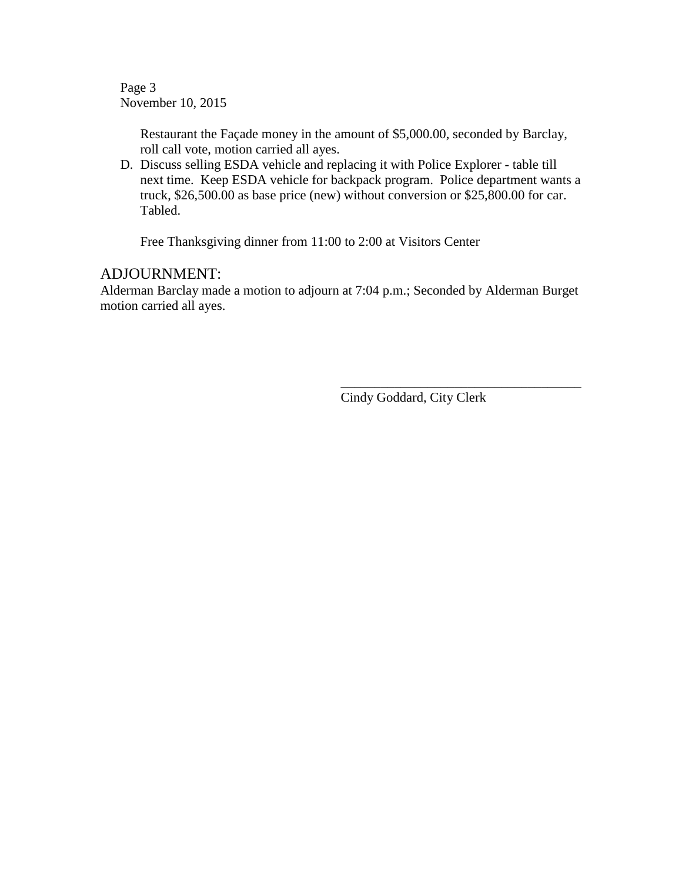Restaurant the Façade money in the amount of $5,000.00, seconded by Barclay, roll call vote, motion carried all ayes.

D. Discuss selling ESDA vehicle and replacing it with Police Explorer - table till next time. Keep ESDA vehicle for backpack program. Police department wants a truck, $26,500.00 as base price (new) without conversion or $25,800.00 for car. Tabled.

Free Thanksgiving dinner from 11:00 to 2:00 at Visitors Center

## ADJOURNMENT:

Alderman Barclay made a motion to adjourn at 7:04 p.m.; Seconded by Alderman Burget motion carried all ayes.

_____________________________________

Cindy Goddard, City Clerk